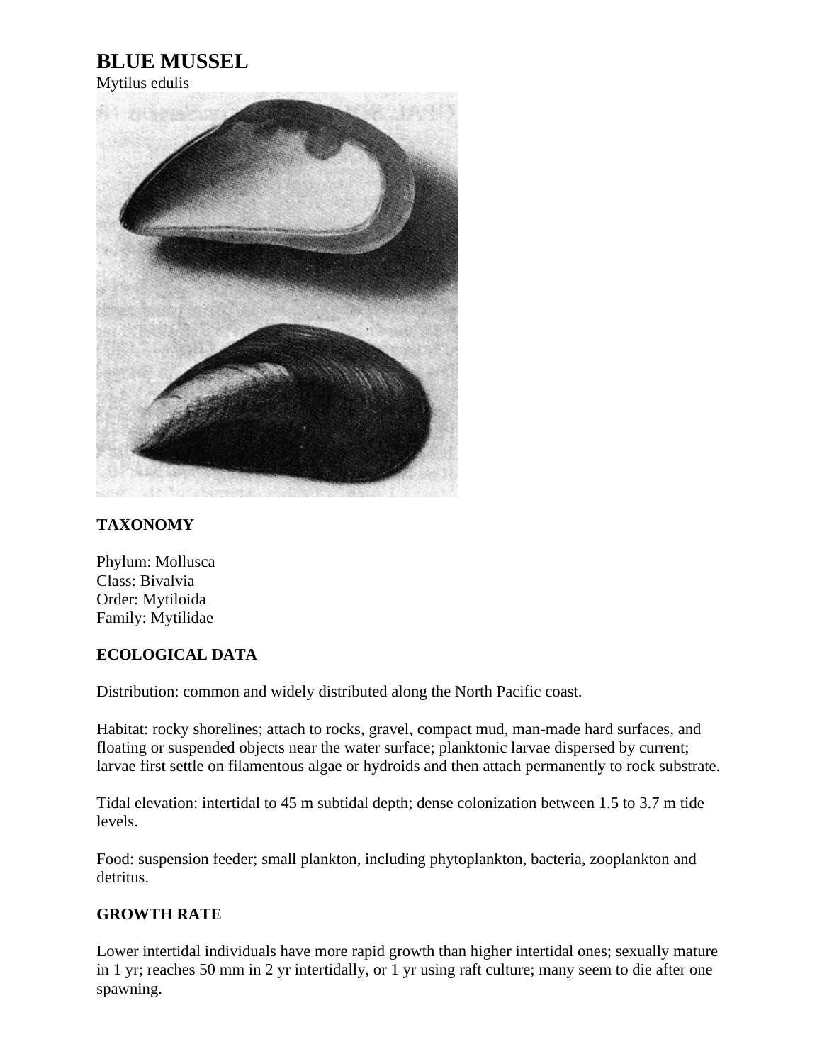# BLUE MUSSEL

Mytilus edulis

## TAXONOMY

Phylum: Mollusca
Class: Bivalvia
Order: Mytiloida
Family: Mytilidae

## ECOLOGICAL DATA

Distribution: common and widely distributed along the North Pacific coast.

Habitat: rocky shorelines; attach to rocks, gravel, compact mud, man-made hard surfaces, and floating or suspended objects near the water surface; planktonic larvae dispersed by current; larvae first settle on filamentous algae or hydroids and then attach permanently to rock substrate.

Tidal elevation: intertidal to 45 m subtidal depth; dense colonization between 1.5 to 3.7 m tide levels.

Food: suspension feeder; small plankton, including phytoplankton, bacteria, zooplankton and detritus.

## GROWTH RATE

Lower intertidal individuals have more rapid growth than higher intertidal ones; sexually mature in 1 yr; reaches 50 mm in 2 yr intertidally, or 1 yr using raft culture; many seem to die after one spawning.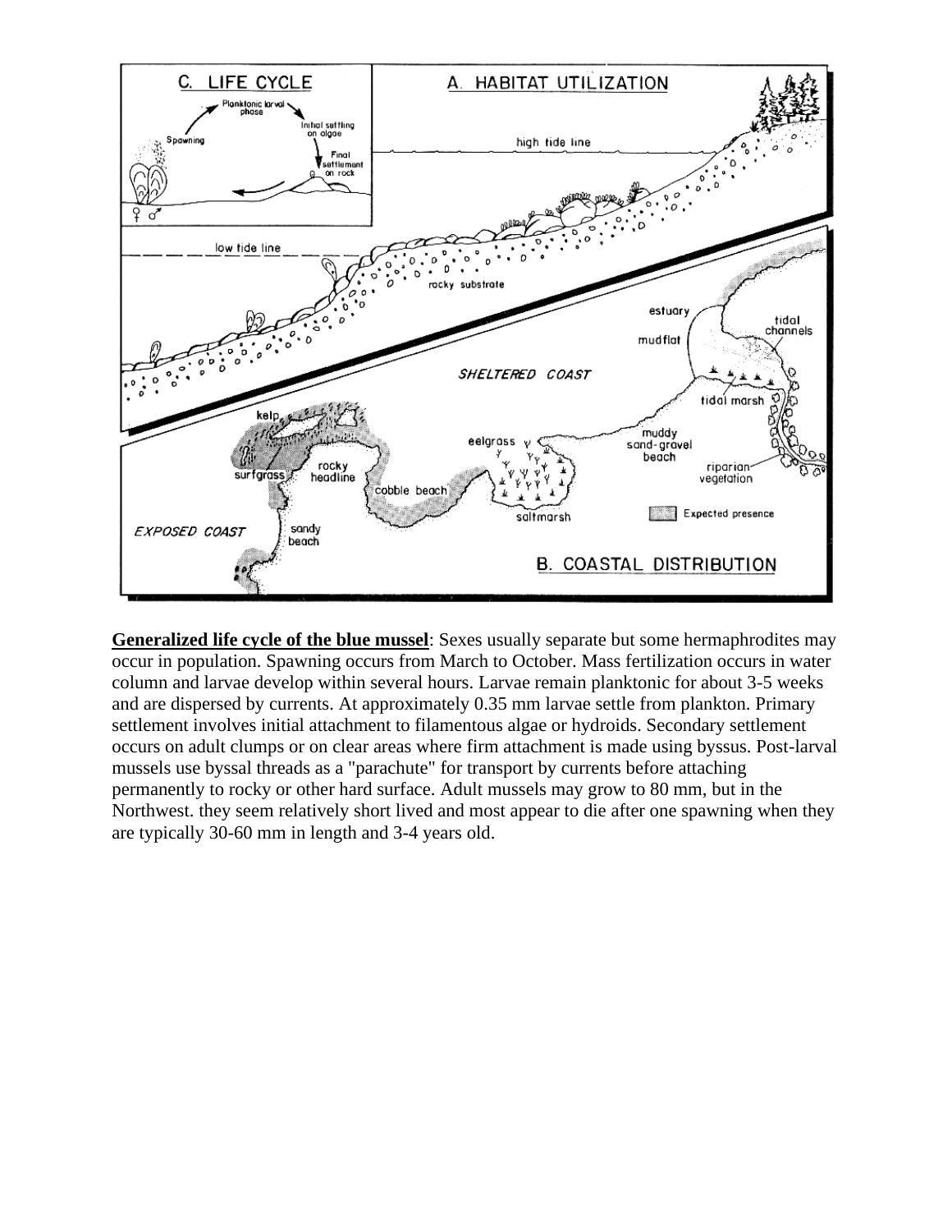C. LIFE CYCLE

Planktonic larval phase

Initial settling on algae

Final settlement on rock

Spawning

♀ ♂

A. HABITAT UTILIZATION

high tide line

low tide line

rocky substrate

SHELTERED COAST

estuary

tidal channels

mudflat

tidal marsh

kelp

eelgrass

muddy sand-gravel beach

surfgrass

rocky headline

riparian vegetation

cobble beach

saltmarsh

Expected presence

EXPOSED COAST

sandy beach

B. COASTAL DISTRIBUTION

**Generalized life cycle of the blue mussel**: Sexes usually separate but some hermaphrodites may occur in population. Spawning occurs from March to October. Mass fertilization occurs in water column and larvae develop within several hours. Larvae remain planktonic for about 3-5 weeks and are dispersed by currents. At approximately 0.35 mm larvae settle from plankton. Primary settlement involves initial attachment to filamentous algae or hydroids. Secondary settlement occurs on adult clumps or on clear areas where firm attachment is made using byssus. Post-larval mussels use byssal threads as a "parachute" for transport by currents before attaching permanently to rocky or other hard surface. Adult mussels may grow to 80 mm, but in the Northwest. they seem relatively short lived and most appear to die after one spawning when they are typically 30-60 mm in length and 3-4 years old.